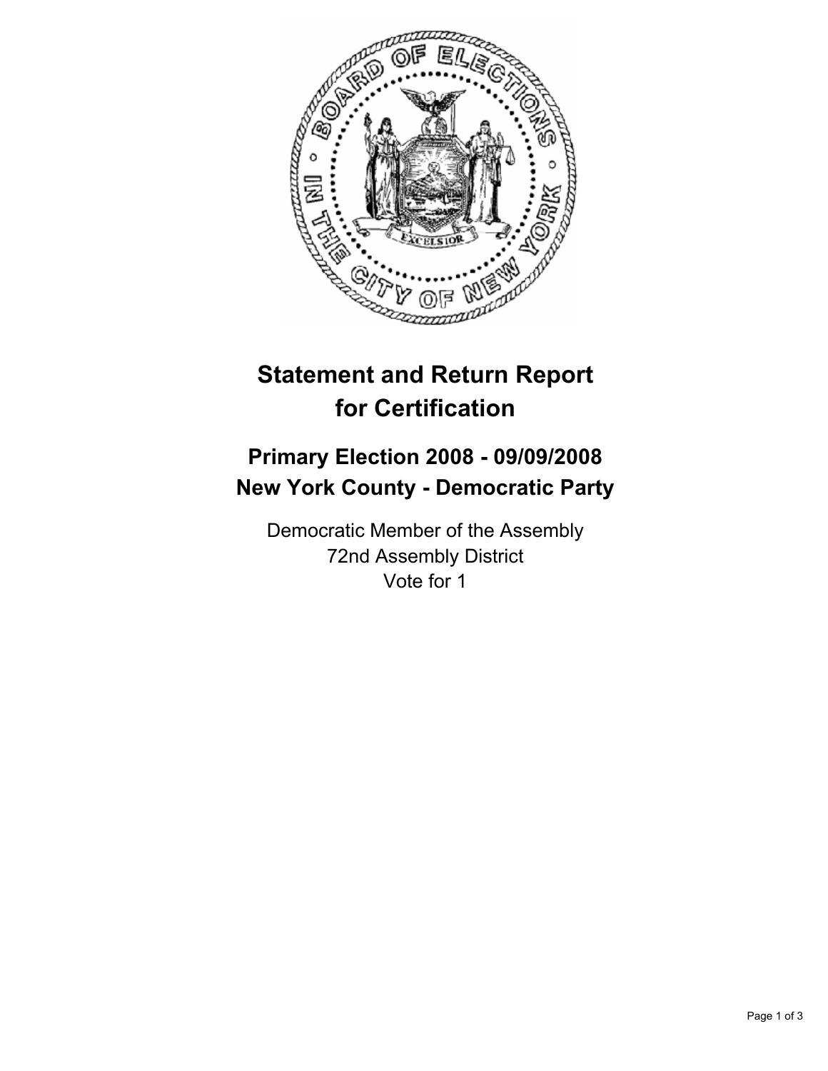# Statement and Return Report for Certification

## Primary Election 2008 - 09/09/2008
## New York County - Democratic Party

Democratic Member of the Assembly
72nd Assembly District
Vote for 1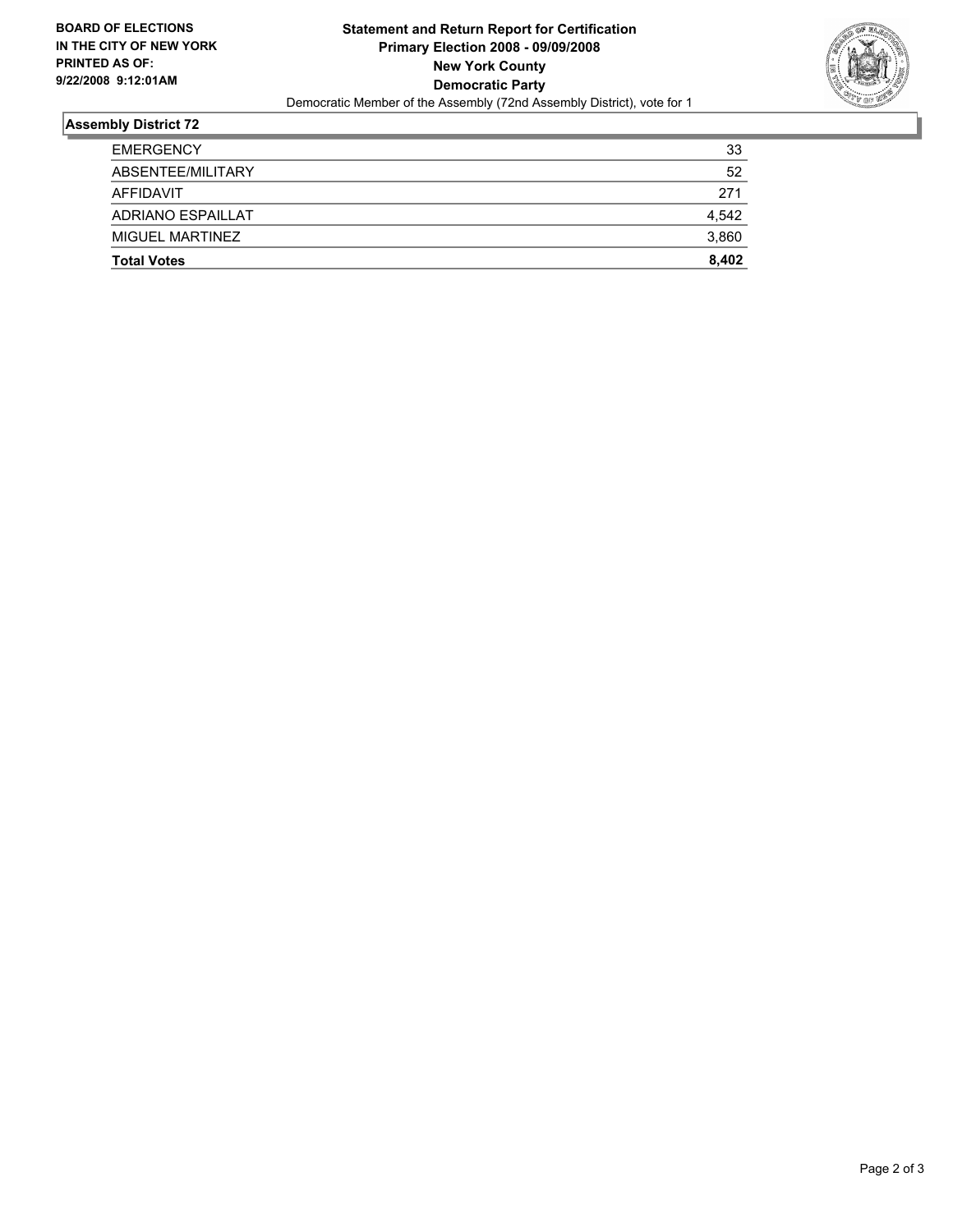**BOARD OF ELECTIONS IN THE CITY OF NEW YORK PRINTED AS OF: 9/22/2008 9:12:01AM**

**Statement and Return Report for Certification**
**Primary Election 2008 - 09/09/2008**
**New York County**
**Democratic Party**
Democratic Member of the Assembly (72nd Assembly District), vote for 1

## Assembly District 72

| | |
|---|---|
| EMERGENCY | 33 |
| ABSENTEE/MILITARY | 52 |
| AFFIDAVIT | 271 |
| ADRIANO ESPAILLAT | 4,542 |
| MIGUEL MARTINEZ | 3,860 |
| **Total Votes** | **8,402** |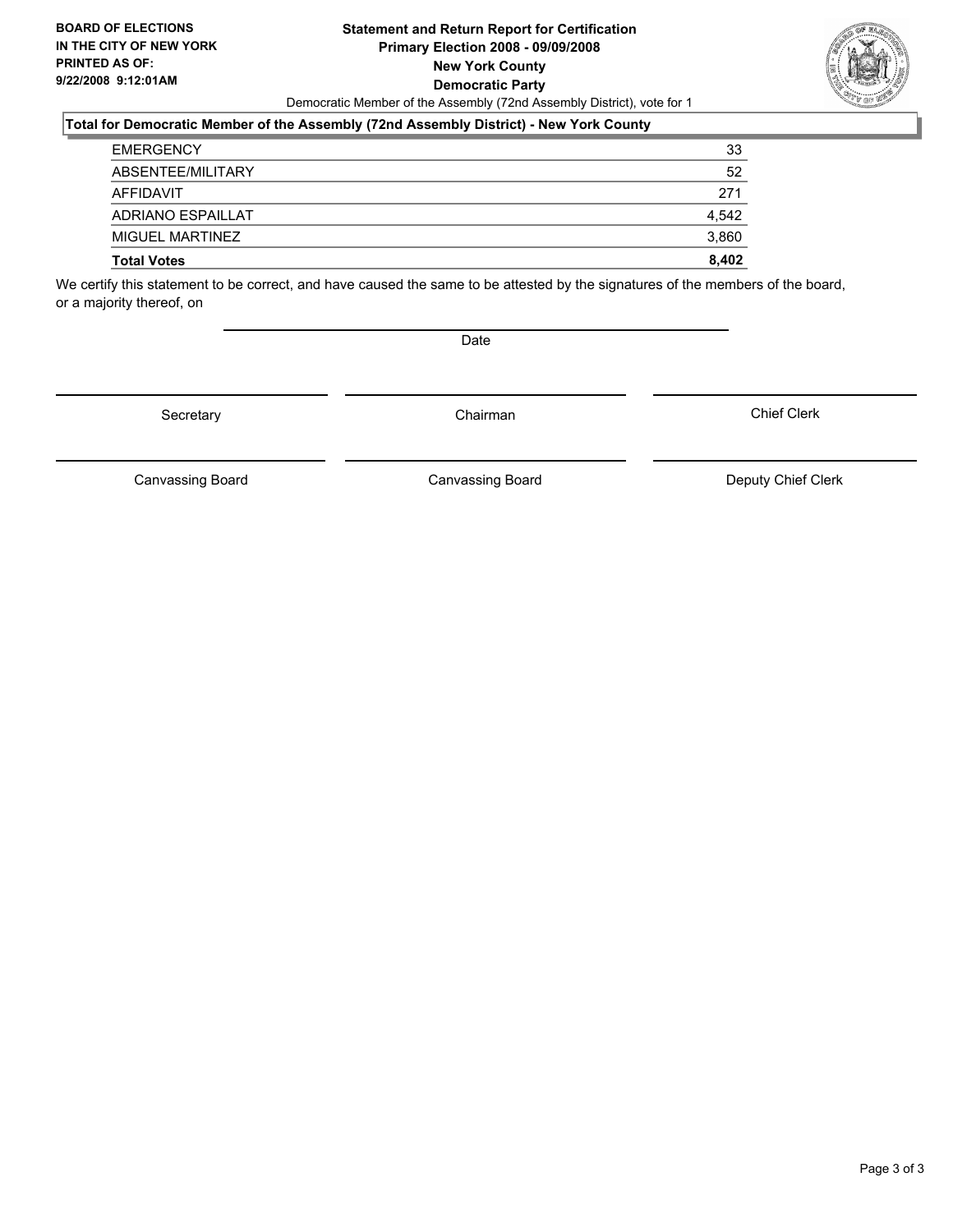**BOARD OF ELECTIONS IN THE CITY OF NEW YORK PRINTED AS OF: 9/22/2008 9:12:01AM**

**Statement and Return Report for Certification**
**Primary Election 2008 - 09/09/2008**
**New York County**
**Democratic Party**

Democratic Member of the Assembly (72nd Assembly District), vote for 1

**Total for Democratic Member of the Assembly (72nd Assembly District) - New York County**

| | |
|---|---|
| EMERGENCY | 33 |
| ABSENTEE/MILITARY | 52 |
| AFFIDAVIT | 271 |
| ADRIANO ESPAILLAT | 4,542 |
| MIGUEL MARTINEZ | 3,860 |
| **Total Votes** | **8,402** |

We certify this statement to be correct, and have caused the same to be attested by the signatures of the members of the board, or a majority thereof, on

Date

Secretary

Chairman

Chief Clerk

Canvassing Board

Canvassing Board

Deputy Chief Clerk